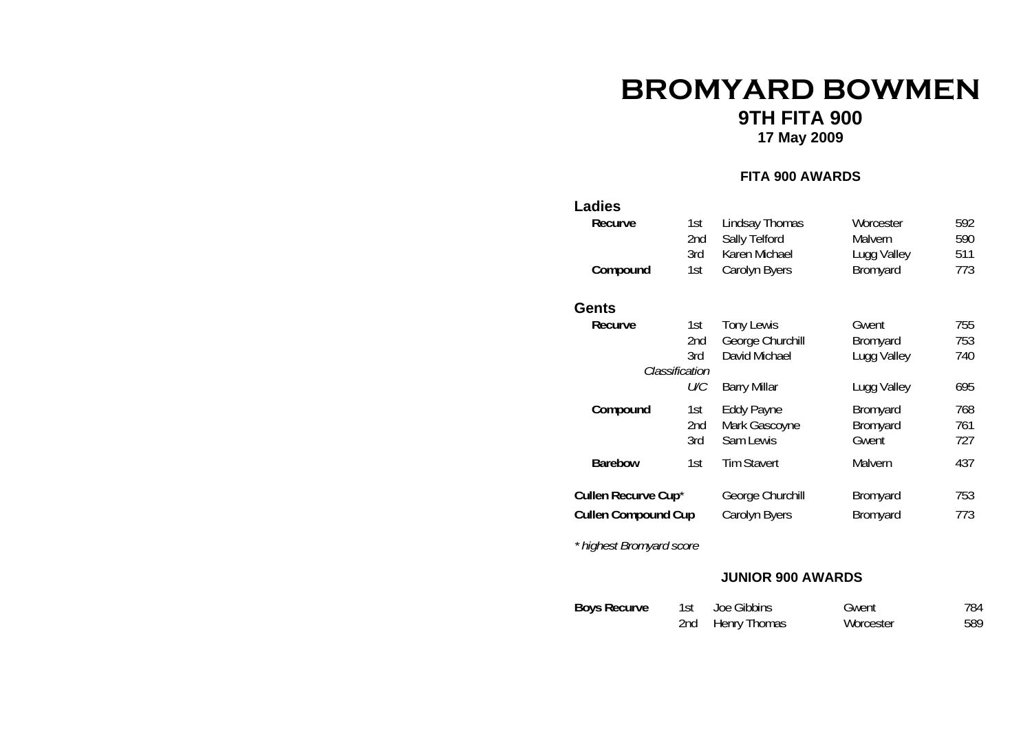# BROMYARD BOWMEN

## 9TH FITA 900

**17 May 2009**

### FITA 900 AWARDS

## Ladies

| | | | | |
|---|---|---|---|---|
| **Recurve** | 1st | Lindsay Thomas | Worcester | 592 |
| | 2nd | Sally Telford | Malvern | 590 |
| | 3rd | Karen Michael | Lugg Valley | 511 |
| **Compound** | 1st | Carolyn Byers | Bromyard | 773 |

## Gents

| | | | | |
|---|---|---|---|---|
| **Recurve** | 1st | Tony Lewis | Gwent | 755 |
| | 2nd | George Churchill | Bromyard | 753 |
| | 3rd | David Michael | Lugg Valley | 740 |
| *Classification* | | | | |
| | U/C | Barry Millar | Lugg Valley | 695 |
| **Compound** | 1st | Eddy Payne | Bromyard | 768 |
| | 2nd | Mark Gascoyne | Bromyard | 761 |
| | 3rd | Sam Lewis | Gwent | 727 |
| **Barebow** | 1st | Tim Stavert | Malvern | 437 |

| | | | |
|---|---|---|---|
| **Cullen Recurve Cup*** | George Churchill | Bromyard | 753 |
| **Cullen Compound Cup** | Carolyn Byers | Bromyard | 773 |

*\* highest Bromyard score*

### JUNIOR 900 AWARDS

| | | | | |
|---|---|---|---|---|
| **Boys Recurve** | 1st | Joe Gibbins | Gwent | 784 |
| | 2nd | Henry Thomas | Worcester | 589 |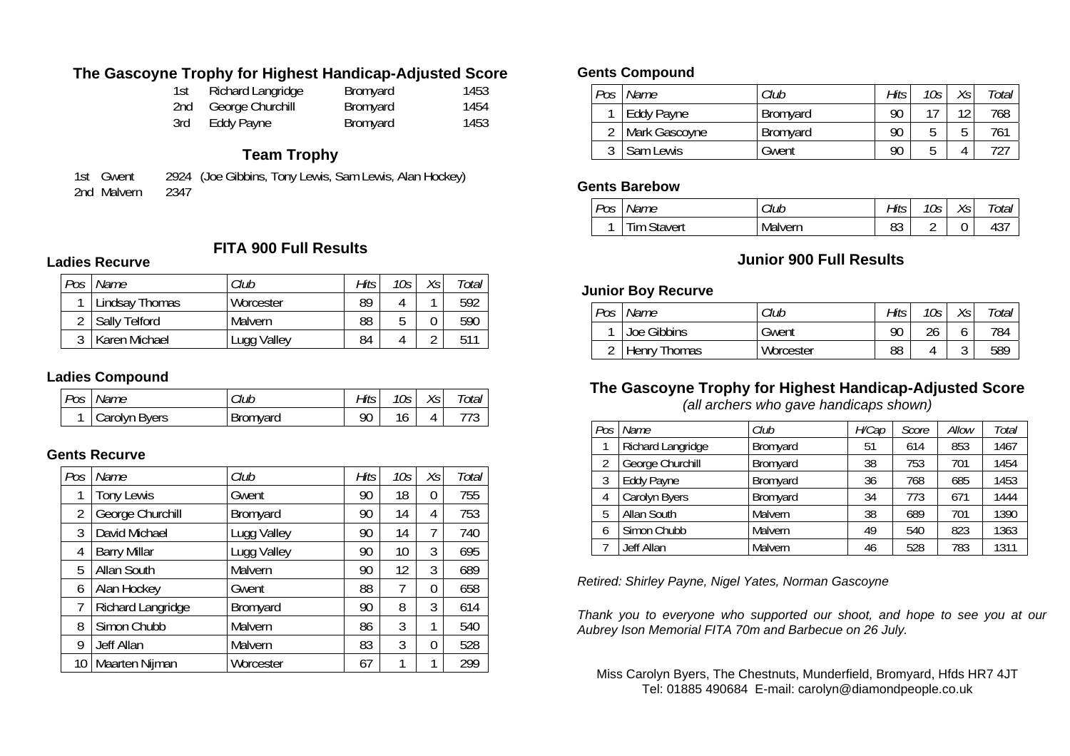## The Gascoyne Trophy for Highest Handicap-Adjusted Score

| | | | |
|---|---|---|---|
| 1st | Richard Langridge | Bromyard | 1453 |
| 2nd | George Churchill | Bromyard | 1454 |
| 3rd | Eddy Payne | Bromyard | 1453 |

## Team Trophy

| | | | |
|---|---|---|---|
| 1st | Gwent | 2924 | (Joe Gibbins, Tony Lewis, Sam Lewis, Alan Hockey) |
| 2nd | Malvern | 2347 | |

## FITA 900 Full Results

### Ladies Recurve

| Pos | Name | Club | Hits | 10s | Xs | Total |
|---|---|---|---|---|---|---|
| 1 | Lindsay Thomas | Worcester | 89 | 4 | 1 | 592 |
| 2 | Sally Telford | Malvern | 88 | 5 | 0 | 590 |
| 3 | Karen Michael | Lugg Valley | 84 | 4 | 2 | 511 |

### Ladies Compound

| Pos | Name | Club | Hits | 10s | Xs | Total |
|---|---|---|---|---|---|---|
| 1 | Carolyn Byers | Bromyard | 90 | 16 | 4 | 773 |

### Gents Recurve

| Pos | Name | Club | Hits | 10s | Xs | Total |
|---|---|---|---|---|---|---|
| 1 | Tony Lewis | Gwent | 90 | 18 | 0 | 755 |
| 2 | George Churchill | Bromyard | 90 | 14 | 4 | 753 |
| 3 | David Michael | Lugg Valley | 90 | 14 | 7 | 740 |
| 4 | Barry Millar | Lugg Valley | 90 | 10 | 3 | 695 |
| 5 | Allan South | Malvern | 90 | 12 | 3 | 689 |
| 6 | Alan Hockey | Gwent | 88 | 7 | 0 | 658 |
| 7 | Richard Langridge | Bromyard | 90 | 8 | 3 | 614 |
| 8 | Simon Chubb | Malvern | 86 | 3 | 1 | 540 |
| 9 | Jeff Allan | Malvern | 83 | 3 | 0 | 528 |
| 10 | Maarten Nijman | Worcester | 67 | 1 | 1 | 299 |

### Gents Compound

| Pos | Name | Club | Hits | 10s | Xs | Total |
|---|---|---|---|---|---|---|
| 1 | Eddy Payne | Bromyard | 90 | 17 | 12 | 768 |
| 2 | Mark Gascoyne | Bromyard | 90 | 5 | 5 | 761 |
| 3 | Sam Lewis | Gwent | 90 | 5 | 4 | 727 |

### Gents Barebow

| Pos | Name | Club | Hits | 10s | Xs | Total |
|---|---|---|---|---|---|---|
| 1 | Tim Stavert | Malvern | 83 | 2 | 0 | 437 |

## Junior 900 Full Results

### Junior Boy Recurve

| Pos | Name | Club | Hits | 10s | Xs | Total |
|---|---|---|---|---|---|---|
| 1 | Joe Gibbins | Gwent | 90 | 26 | 6 | 784 |
| 2 | Henry Thomas | Worcester | 88 | 4 | 3 | 589 |

## The Gascoyne Trophy for Highest Handicap-Adjusted Score

*(all archers who gave handicaps shown)*

| Pos | Name | Club | H/Cap | Score | Allow | Total |
|---|---|---|---|---|---|---|
| 1 | Richard Langridge | Bromyard | 51 | 614 | 853 | 1467 |
| 2 | George Churchill | Bromyard | 38 | 753 | 701 | 1454 |
| 3 | Eddy Payne | Bromyard | 36 | 768 | 685 | 1453 |
| 4 | Carolyn Byers | Bromyard | 34 | 773 | 671 | 1444 |
| 5 | Allan South | Malvern | 38 | 689 | 701 | 1390 |
| 6 | Simon Chubb | Malvern | 49 | 540 | 823 | 1363 |
| 7 | Jeff Allan | Malvern | 46 | 528 | 783 | 1311 |

*Retired: Shirley Payne, Nigel Yates, Norman Gascoyne*

*Thank you to everyone who supported our shoot, and hope to see you at our Aubrey Ison Memorial FITA 70m and Barbecue on 26 July.*

Miss Carolyn Byers, The Chestnuts, Munderfield, Bromyard, Hfds HR7 4JT
Tel: 01885 490684 E-mail: carolyn@diamondpeople.co.uk